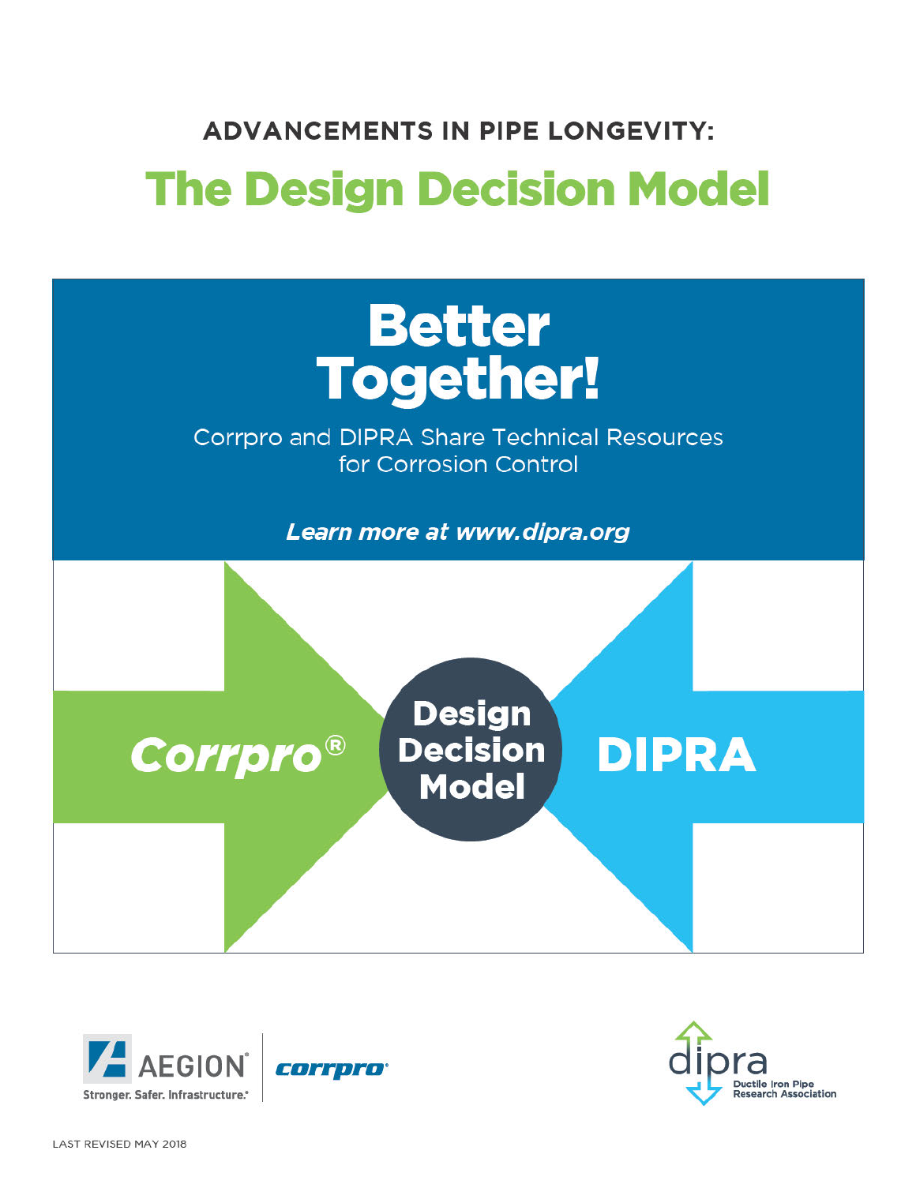ADVANCEMENTS IN PIPE LONGEVITY:

# The Design Decision Model

## Better Together!

Corrpro and DIPRA Share Technical Resources for Corrosion Control

***Learn more at www.dipra.org***

Corrpro® → **Design Decision Model** ← DIPRA

AEGION® Stronger. Safer. Infrastructure.® | corrpro®

dipra Ductile Iron Pipe Research Association

LAST REVISED MAY 2018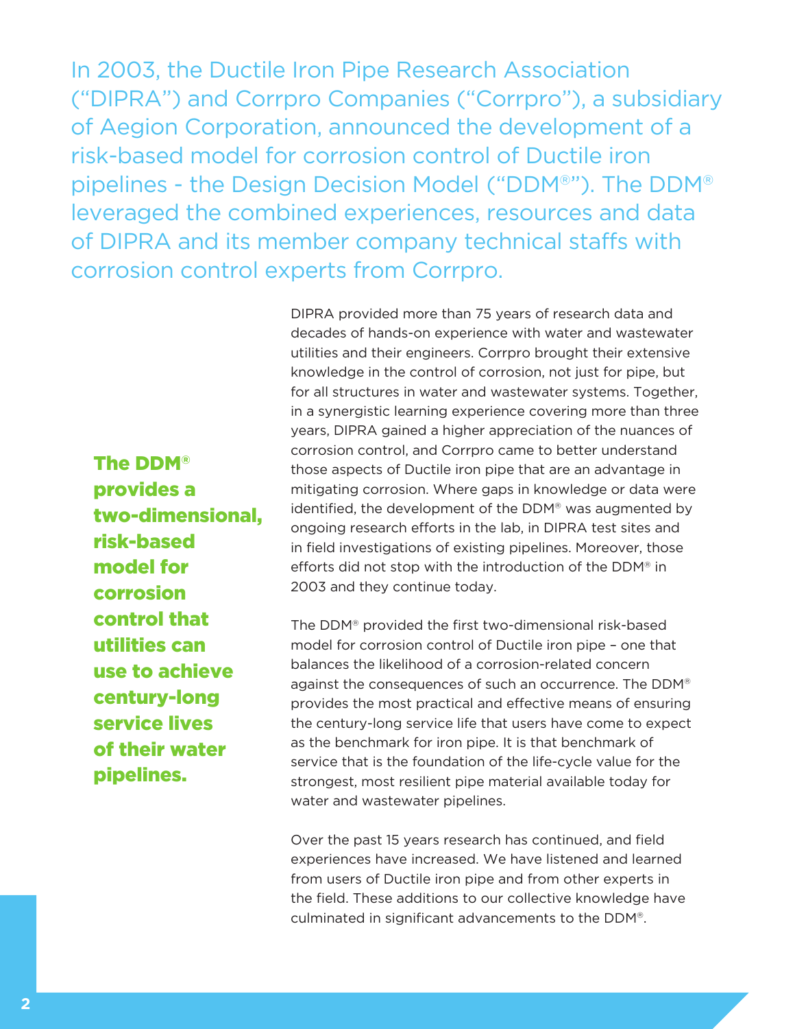In 2003, the Ductile Iron Pipe Research Association ("DIPRA") and Corrpro Companies ("Corrpro"), a subsidiary of Aegion Corporation, announced the development of a risk-based model for corrosion control of Ductile iron pipelines - the Design Decision Model ("DDM®"). The DDM® leveraged the combined experiences, resources and data of DIPRA and its member company technical staffs with corrosion control experts from Corrpro.

**The DDM® provides a two-dimensional, risk-based model for corrosion control that utilities can use to achieve century-long service lives of their water pipelines.**

DIPRA provided more than 75 years of research data and decades of hands-on experience with water and wastewater utilities and their engineers. Corrpro brought their extensive knowledge in the control of corrosion, not just for pipe, but for all structures in water and wastewater systems. Together, in a synergistic learning experience covering more than three years, DIPRA gained a higher appreciation of the nuances of corrosion control, and Corrpro came to better understand those aspects of Ductile iron pipe that are an advantage in mitigating corrosion. Where gaps in knowledge or data were identified, the development of the DDM® was augmented by ongoing research efforts in the lab, in DIPRA test sites and in field investigations of existing pipelines. Moreover, those efforts did not stop with the introduction of the DDM® in 2003 and they continue today.

The DDM® provided the first two-dimensional risk-based model for corrosion control of Ductile iron pipe – one that balances the likelihood of a corrosion-related concern against the consequences of such an occurrence. The DDM® provides the most practical and effective means of ensuring the century-long service life that users have come to expect as the benchmark for iron pipe. It is that benchmark of service that is the foundation of the life-cycle value for the strongest, most resilient pipe material available today for water and wastewater pipelines.

Over the past 15 years research has continued, and field experiences have increased. We have listened and learned from users of Ductile iron pipe and from other experts in the field. These additions to our collective knowledge have culminated in significant advancements to the DDM®.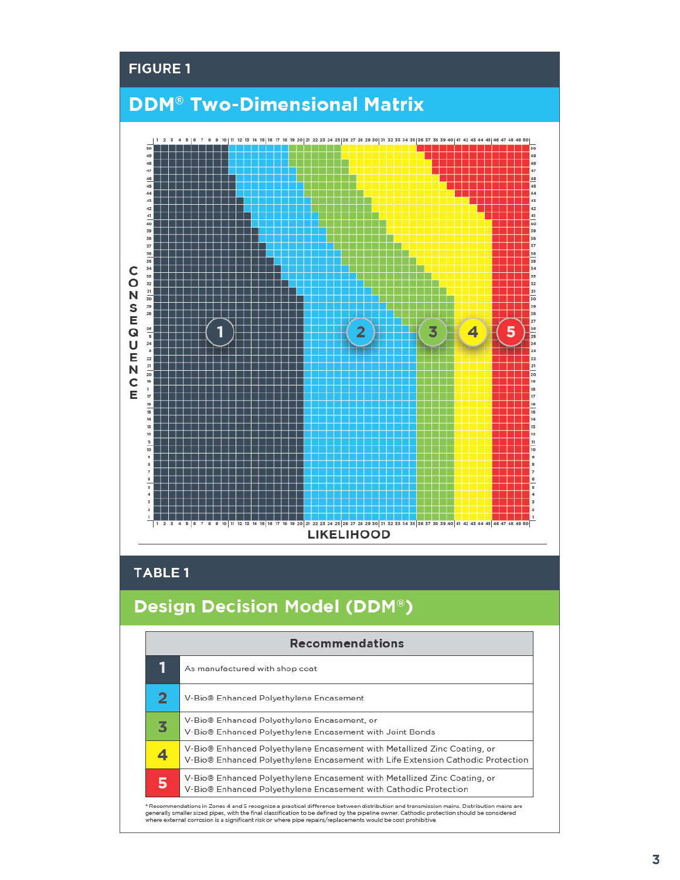## FIGURE 1

## DDM® Two-Dimensional Matrix

CONSEQUENCE

LIKELIHOOD

## TABLE 1

## Design Decision Model (DDM®)

| | Recommendations |
|---|---|
| 1 | As manufactured with shop coat |
| 2 | V-Bio® Enhanced Polyethylene Encasement |
| 3 | V-Bio® Enhanced Polyethylene Encasement, or<br>V-Bio® Enhanced Polyethylene Encasement with Joint Bonds |
| 4 | V-Bio® Enhanced Polyethylene Encasement with Metallized Zinc Coating, or<br>V-Bio® Enhanced Polyethylene Encasement with Life Extension Cathodic Protection |
| 5 | V-Bio® Enhanced Polyethylene Encasement with Metallized Zinc Coating, or<br>V-Bio® Enhanced Polyethylene Encasement with Cathodic Protection |

* Recommendations in Zones 4 and 5 recognize a practical difference between distribution and transmission mains. Distribution mains are generally smaller sized pipes, with the final classification to be defined by the pipeline owner. Cathodic protection should be considered where external corrosion is a significant risk or where pipe repairs/replacements would be cost prohibitive.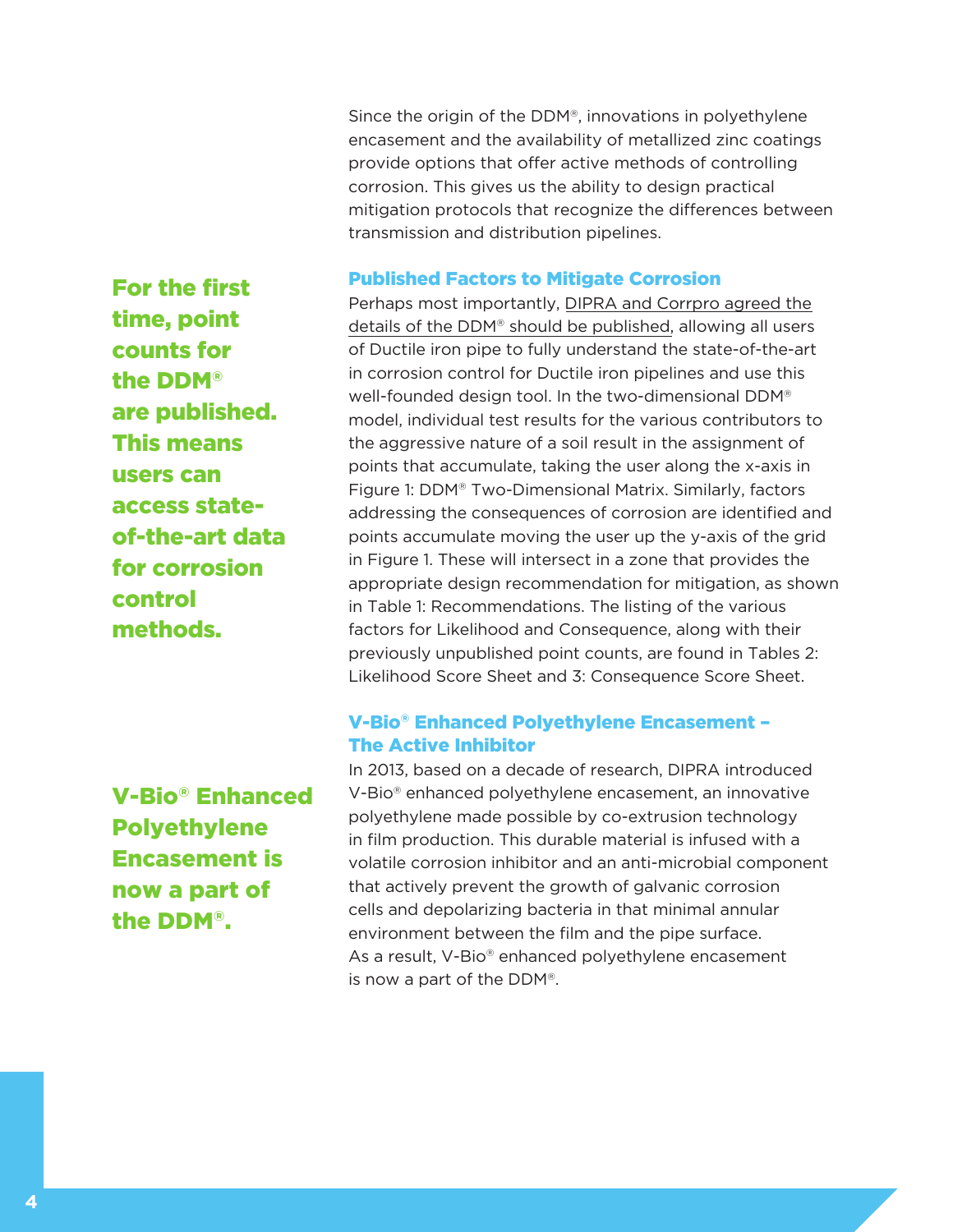Since the origin of the DDM®, innovations in polyethylene encasement and the availability of metallized zinc coatings provide options that offer active methods of controlling corrosion. This gives us the ability to design practical mitigation protocols that recognize the differences between transmission and distribution pipelines.

**For the first time, point counts for the DDM® are published. This means users can access state-of-the-art data for corrosion control methods.**

### Published Factors to Mitigate Corrosion

Perhaps most importantly, DIPRA and Corrpro agreed the details of the DDM® should be published, allowing all users of Ductile iron pipe to fully understand the state-of-the-art in corrosion control for Ductile iron pipelines and use this well-founded design tool. In the two-dimensional DDM® model, individual test results for the various contributors to the aggressive nature of a soil result in the assignment of points that accumulate, taking the user along the x-axis in Figure 1: DDM® Two-Dimensional Matrix. Similarly, factors addressing the consequences of corrosion are identified and points accumulate moving the user up the y-axis of the grid in Figure 1. These will intersect in a zone that provides the appropriate design recommendation for mitigation, as shown in Table 1: Recommendations. The listing of the various factors for Likelihood and Consequence, along with their previously unpublished point counts, are found in Tables 2: Likelihood Score Sheet and 3: Consequence Score Sheet.

**V-Bio® Enhanced Polyethylene Encasement is now a part of the DDM®.**

### V-Bio® Enhanced Polyethylene Encasement – The Active Inhibitor

In 2013, based on a decade of research, DIPRA introduced V-Bio® enhanced polyethylene encasement, an innovative polyethylene made possible by co-extrusion technology in film production. This durable material is infused with a volatile corrosion inhibitor and an anti-microbial component that actively prevent the growth of galvanic corrosion cells and depolarizing bacteria in that minimal annular environment between the film and the pipe surface. As a result, V-Bio® enhanced polyethylene encasement is now a part of the DDM®.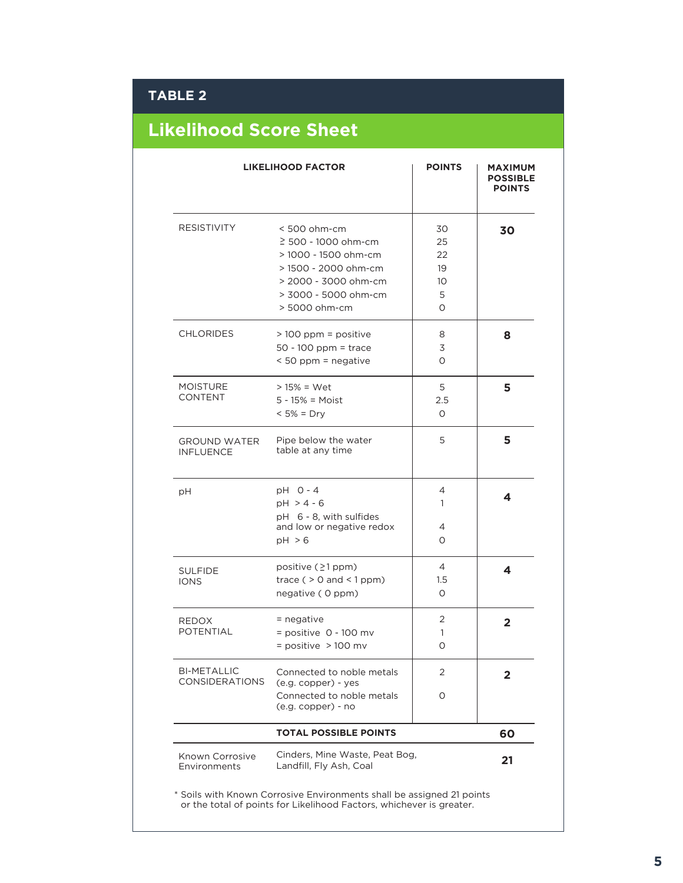## TABLE 2

## Likelihood Score Sheet

| LIKELIHOOD FACTOR | | POINTS | MAXIMUM POSSIBLE POINTS |
|---|---|---|---|
| RESISTIVITY | < 500 ohm-cm | 30 | **30** |
| | ≥ 500 - 1000 ohm-cm | 25 | |
| | > 1000 - 1500 ohm-cm | 22 | |
| | > 1500 - 2000 ohm-cm | 19 | |
| | > 2000 - 3000 ohm-cm | 10 | |
| | > 3000 - 5000 ohm-cm | 5 | |
| | > 5000 ohm-cm | 0 | |
| CHLORIDES | > 100 ppm = positive | 8 | **8** |
| | 50 - 100 ppm = trace | 3 | |
| | < 50 ppm = negative | 0 | |
| MOISTURE CONTENT | > 15% = Wet | 5 | **5** |
| | 5 - 15% = Moist | 2.5 | |
| | < 5% = Dry | 0 | |
| GROUND WATER INFLUENCE | Pipe below the water table at any time | 5 | **5** |
| pH | pH 0 - 4 | 4 | **4** |
| | pH > 4 - 6 | 1 | |
| | pH 6 - 8, with sulfides and low or negative redox | 4 | |
| | pH > 6 | 0 | |
| SULFIDE IONS | positive (≥1 ppm) | 4 | **4** |
| | trace ( > 0 and < 1 ppm) | 1.5 | |
| | negative ( 0 ppm) | 0 | |
| REDOX POTENTIAL | = negative | 2 | **2** |
| | = positive 0 - 100 mv | 1 | |
| | = positive > 100 mv | 0 | |
| BI-METALLIC CONSIDERATIONS | Connected to noble metals (e.g. copper) - yes | 2 | **2** |
| | Connected to noble metals (e.g. copper) - no | 0 | |
| | **TOTAL POSSIBLE POINTS** | | **60** |
| Known Corrosive Environments | Cinders, Mine Waste, Peat Bog, Landfill, Fly Ash, Coal | | **21** |

* Soils with Known Corrosive Environments shall be assigned 21 points or the total of points for Likelihood Factors, whichever is greater.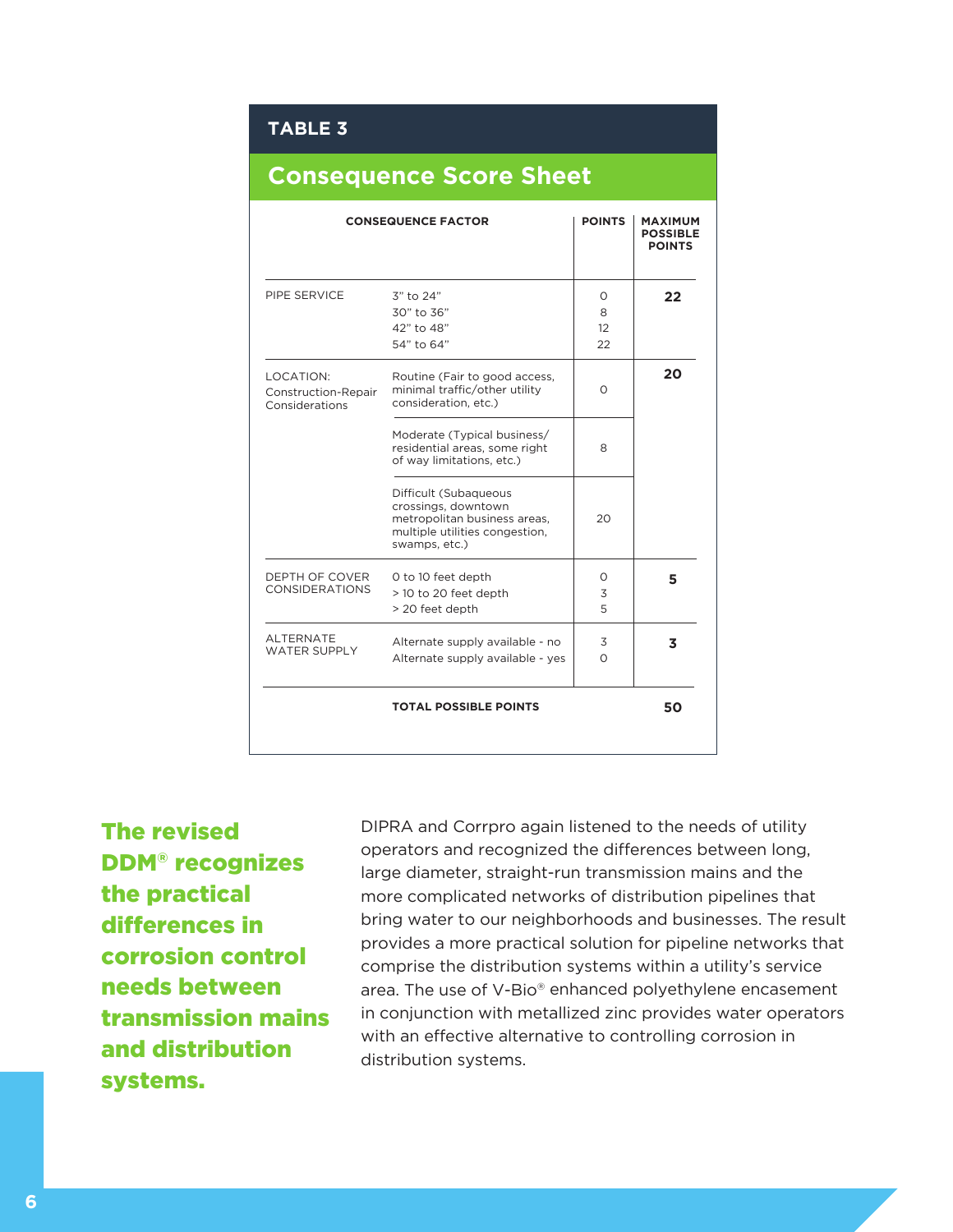## TABLE 3

## Consequence Score Sheet

| CONSEQUENCE FACTOR | | POINTS | MAXIMUM POSSIBLE POINTS |
|---|---|---|---|
| PIPE SERVICE | 3" to 24"<br>30" to 36"<br>42" to 48"<br>54" to 64" | 0<br>8<br>12<br>22 | **22** |
| LOCATION: Construction-Repair Considerations | Routine (Fair to good access, minimal traffic/other utility consideration, etc.) | 0 | **20** |
| | Moderate (Typical business/ residential areas, some right of way limitations, etc.) | 8 | |
| | Difficult (Subaqueous crossings, downtown metropolitan business areas, multiple utilities congestion, swamps, etc.) | 20 | |
| DEPTH OF COVER CONSIDERATIONS | 0 to 10 feet depth<br>> 10 to 20 feet depth<br>> 20 feet depth | 0<br>3<br>5 | **5** |
| ALTERNATE WATER SUPPLY | Alternate supply available - no<br>Alternate supply available - yes | 3<br>0 | **3** |
| | **TOTAL POSSIBLE POINTS** | | **50** |

**The revised DDM® recognizes the practical differences in corrosion control needs between transmission mains and distribution systems.**

DIPRA and Corrpro again listened to the needs of utility operators and recognized the differences between long, large diameter, straight-run transmission mains and the more complicated networks of distribution pipelines that bring water to our neighborhoods and businesses. The result provides a more practical solution for pipeline networks that comprise the distribution systems within a utility's service area. The use of V-Bio® enhanced polyethylene encasement in conjunction with metallized zinc provides water operators with an effective alternative to controlling corrosion in distribution systems.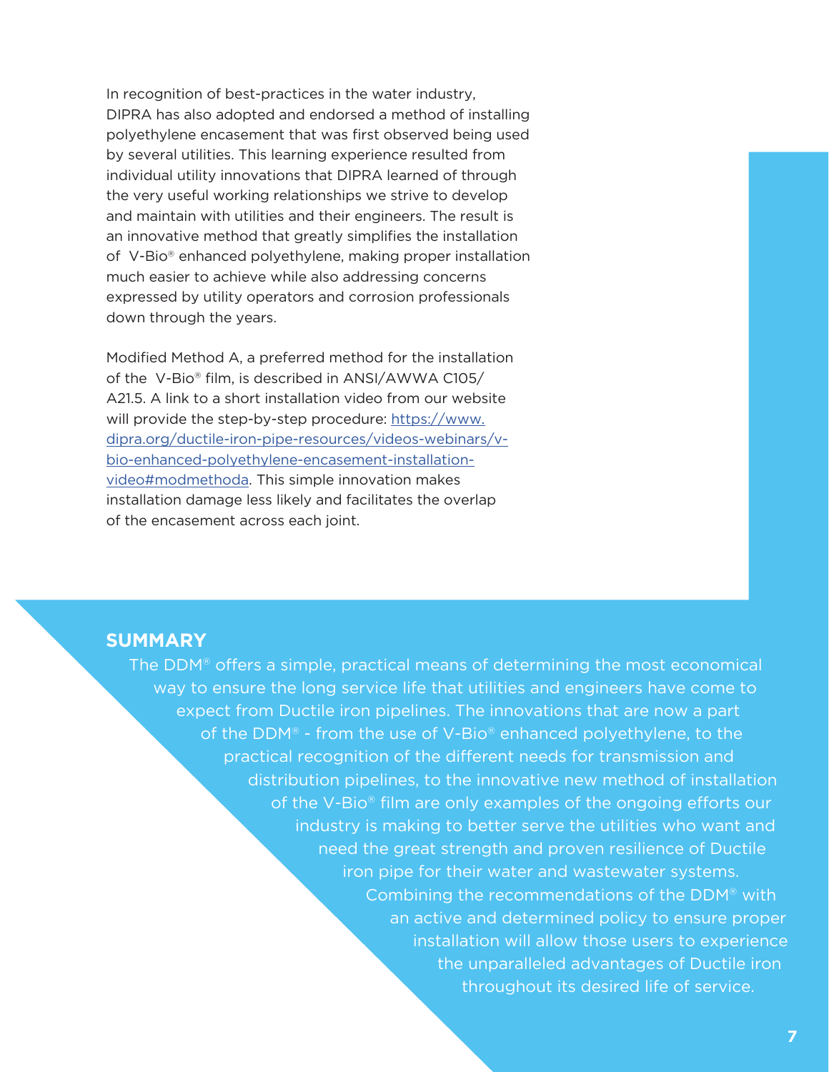In recognition of best-practices in the water industry, DIPRA has also adopted and endorsed a method of installing polyethylene encasement that was first observed being used by several utilities. This learning experience resulted from individual utility innovations that DIPRA learned of through the very useful working relationships we strive to develop and maintain with utilities and their engineers. The result is an innovative method that greatly simplifies the installation of V-Bio® enhanced polyethylene, making proper installation much easier to achieve while also addressing concerns expressed by utility operators and corrosion professionals down through the years.

Modified Method A, a preferred method for the installation of the V-Bio® film, is described in ANSI/AWWA C105/A21.5. A link to a short installation video from our website will provide the step-by-step procedure: [https://www.dipra.org/ductile-iron-pipe-resources/videos-webinars/v-bio-enhanced-polyethylene-encasement-installation-video#modmethoda](https://www.dipra.org/ductile-iron-pipe-resources/videos-webinars/v-bio-enhanced-polyethylene-encasement-installation-video#modmethoda). This simple innovation makes installation damage less likely and facilitates the overlap of the encasement across each joint.

## SUMMARY

The DDM® offers a simple, practical means of determining the most economical way to ensure the long service life that utilities and engineers have come to expect from Ductile iron pipelines. The innovations that are now a part of the DDM® - from the use of V-Bio® enhanced polyethylene, to the practical recognition of the different needs for transmission and distribution pipelines, to the innovative new method of installation of the V-Bio® film are only examples of the ongoing efforts our industry is making to better serve the utilities who want and need the great strength and proven resilience of Ductile iron pipe for their water and wastewater systems. Combining the recommendations of the DDM® with an active and determined policy to ensure proper installation will allow those users to experience the unparalleled advantages of Ductile iron throughout its desired life of service.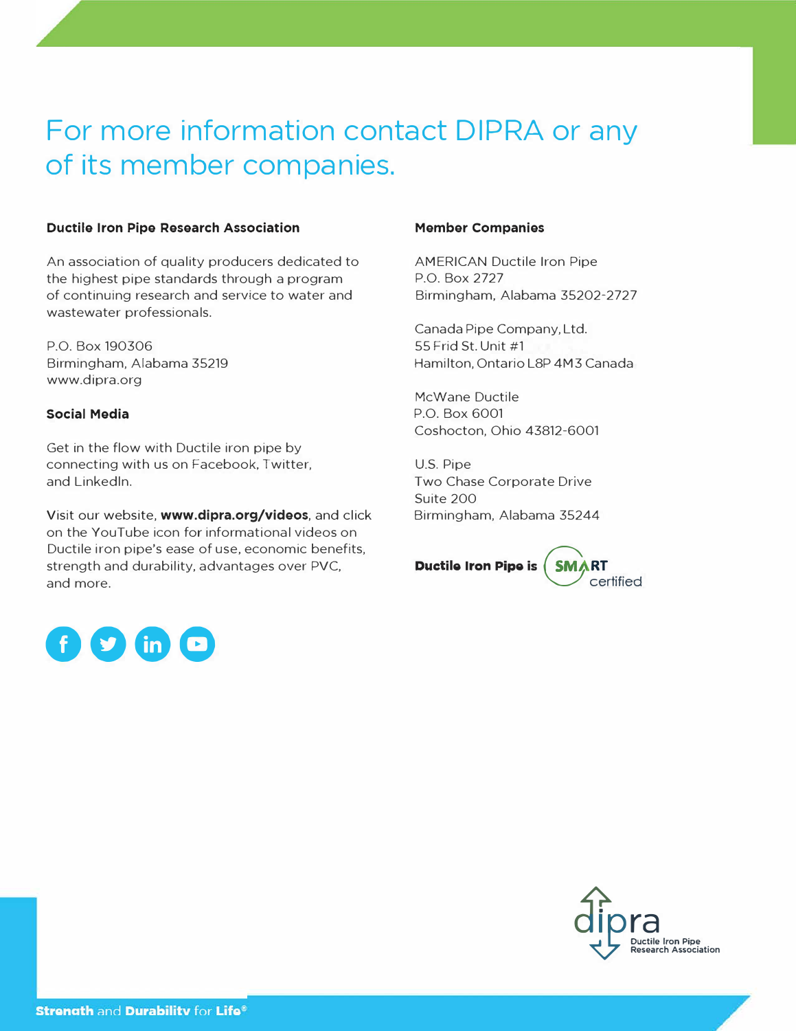# For more information contact DIPRA or any of its member companies.

### Ductile Iron Pipe Research Association

An association of quality producers dedicated to the highest pipe standards through a program of continuing research and service to water and wastewater professionals.

P.O. Box 190306
Birmingham, Alabama 35219
www.dipra.org

### Social Media

Get in the flow with Ductile iron pipe by connecting with us on Facebook, Twitter, and LinkedIn.

Visit our website, **www.dipra.org/videos**, and click on the YouTube icon for informational videos on Ductile iron pipe's ease of use, economic benefits, strength and durability, advantages over PVC, and more.

### Member Companies

AMERICAN Ductile Iron Pipe
P.O. Box 2727
Birmingham, Alabama 35202-2727

Canada Pipe Company, Ltd.
55 Frid St. Unit #1
Hamilton, Ontario L8P 4M3 Canada

McWane Ductile
P.O. Box 6001
Coshocton, Ohio 43812-6001

U.S. Pipe
Two Chase Corporate Drive
Suite 200
Birmingham, Alabama 35244

**Ductile Iron Pipe is** SMART certified

dipra Ductile Iron Pipe Research Association

**Strength** and **Durability** for **Life**®